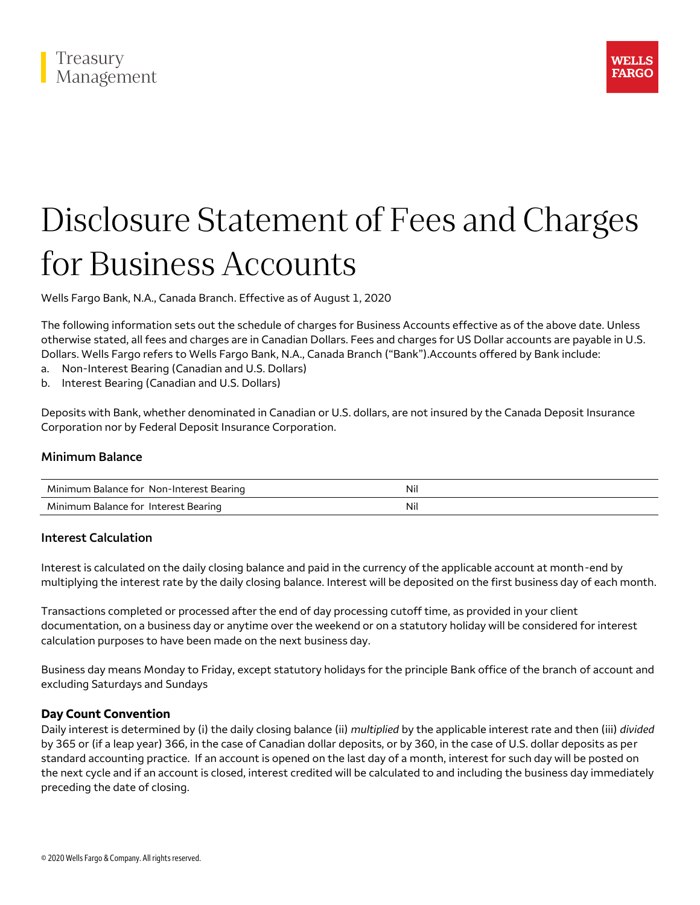Treasury Management

WELLS FARGO

# Disclosure Statement of Fees and Charges for Business Accounts

Wells Fargo Bank, N.A., Canada Branch. Effective as of August 1, 2020

The following information sets out the schedule of charges for Business Accounts effective as of the above date. Unless otherwise stated, all fees and charges are in Canadian Dollars. Fees and charges for US Dollar accounts are payable in U.S. Dollars. Wells Fargo refers to Wells Fargo Bank, N.A., Canada Branch ("Bank").Accounts offered by Bank include:

a. Non-Interest Bearing (Canadian and U.S. Dollars)
b. Interest Bearing (Canadian and U.S. Dollars)

Deposits with Bank, whether denominated in Canadian or U.S. dollars, are not insured by the Canada Deposit Insurance Corporation nor by Federal Deposit Insurance Corporation.

### Minimum Balance

| | |
|---|---|
| Minimum Balance for Non-Interest Bearing | Nil |
| Minimum Balance for Interest Bearing | Nil |

### Interest Calculation

Interest is calculated on the daily closing balance and paid in the currency of the applicable account at month-end by multiplying the interest rate by the daily closing balance. Interest will be deposited on the first business day of each month.

Transactions completed or processed after the end of day processing cutoff time, as provided in your client documentation, on a business day or anytime over the weekend or on a statutory holiday will be considered for interest calculation purposes to have been made on the next business day.

Business day means Monday to Friday, except statutory holidays for the principle Bank office of the branch of account and excluding Saturdays and Sundays

### Day Count Convention

Daily interest is determined by (i) the daily closing balance (ii) *multiplied* by the applicable interest rate and then (iii) *divided* by 365 or (if a leap year) 366, in the case of Canadian dollar deposits, or by 360, in the case of U.S. dollar deposits as per standard accounting practice. If an account is opened on the last day of a month, interest for such day will be posted on the next cycle and if an account is closed, interest credited will be calculated to and including the business day immediately preceding the date of closing.

© 2020 Wells Fargo & Company. All rights reserved.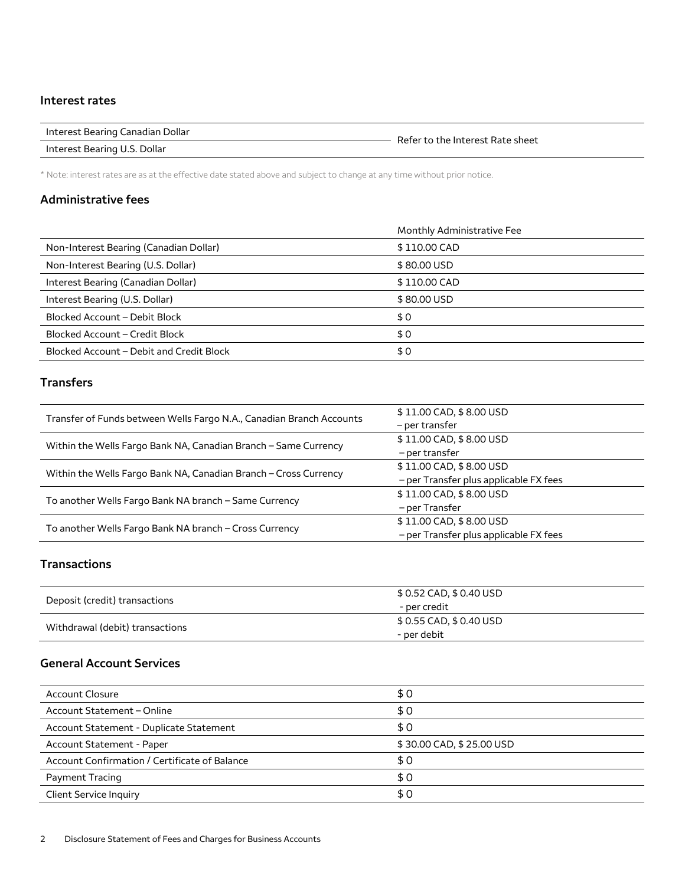## Interest rates

| | |
|---|---|
| Interest Bearing Canadian Dollar | Refer to the Interest Rate sheet |
| Interest Bearing U.S. Dollar | |

* Note: interest rates are as at the effective date stated above and subject to change at any time without prior notice.

## Administrative fees

| | Monthly Administrative Fee |
|---|---|
| Non-Interest Bearing (Canadian Dollar) | $ 110.00 CAD |
| Non-Interest Bearing (U.S. Dollar) | $ 80.00 USD |
| Interest Bearing (Canadian Dollar) | $ 110.00 CAD |
| Interest Bearing (U.S. Dollar) | $ 80.00 USD |
| Blocked Account – Debit Block | $ 0 |
| Blocked Account – Credit Block | $ 0 |
| Blocked Account – Debit and Credit Block | $ 0 |

## Transfers

| | |
|---|---|
| Transfer of Funds between Wells Fargo N.A., Canadian Branch Accounts | $ 11.00 CAD, $ 8.00 USD – per transfer |
| Within the Wells Fargo Bank NA, Canadian Branch – Same Currency | $ 11.00 CAD, $ 8.00 USD – per transfer |
| Within the Wells Fargo Bank NA, Canadian Branch – Cross Currency | $ 11.00 CAD, $ 8.00 USD – per Transfer plus applicable FX fees |
| To another Wells Fargo Bank NA branch – Same Currency | $ 11.00 CAD, $ 8.00 USD – per Transfer |
| To another Wells Fargo Bank NA branch – Cross Currency | $ 11.00 CAD, $ 8.00 USD – per Transfer plus applicable FX fees |

## Transactions

| | |
|---|---|
| Deposit (credit) transactions | $ 0.52 CAD, $ 0.40 USD - per credit |
| Withdrawal (debit) transactions | $ 0.55 CAD, $ 0.40 USD - per debit |

## General Account Services

| | |
|---|---|
| Account Closure | $ 0 |
| Account Statement – Online | $ 0 |
| Account Statement - Duplicate Statement | $ 0 |
| Account Statement - Paper | $ 30.00 CAD, $ 25.00 USD |
| Account Confirmation / Certificate of Balance | $ 0 |
| Payment Tracing | $ 0 |
| Client Service Inquiry | $ 0 |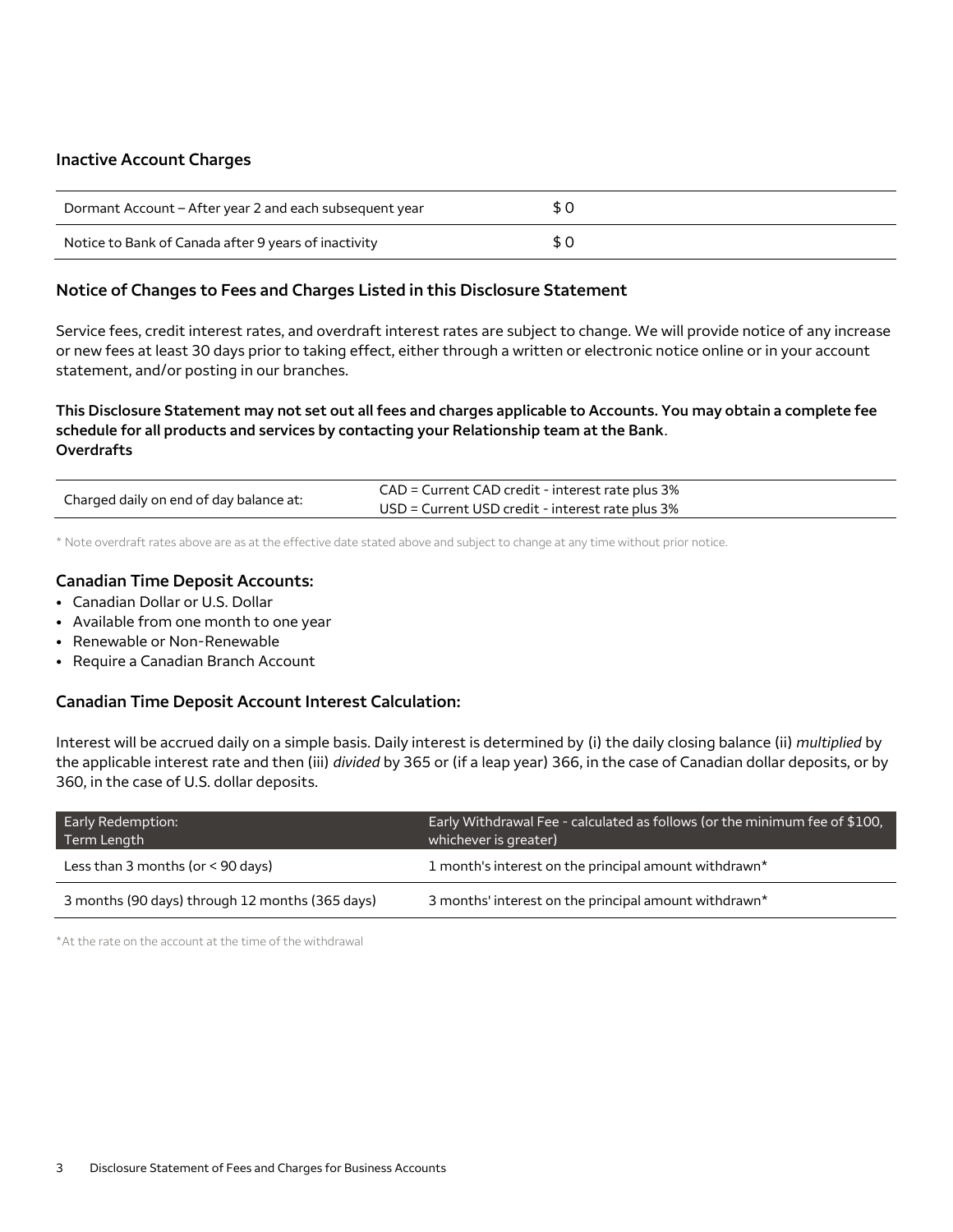### Inactive Account Charges

| | |
|---|---|
| Dormant Account – After year 2 and each subsequent year | $ 0 |
| Notice to Bank of Canada after 9 years of inactivity | $ 0 |

### Notice of Changes to Fees and Charges Listed in this Disclosure Statement

Service fees, credit interest rates, and overdraft interest rates are subject to change. We will provide notice of any increase or new fees at least 30 days prior to taking effect, either through a written or electronic notice online or in your account statement, and/or posting in our branches.

**This Disclosure Statement may not set out all fees and charges applicable to Accounts. You may obtain a complete fee schedule for all products and services by contacting your Relationship team at the Bank.**

**Overdrafts**

| | |
|---|---|
| Charged daily on end of day balance at: | CAD = Current CAD credit - interest rate plus 3%<br>USD = Current USD credit - interest rate plus 3% |

* Note overdraft rates above are as at the effective date stated above and subject to change at any time without prior notice.

### Canadian Time Deposit Accounts:

- Canadian Dollar or U.S. Dollar
- Available from one month to one year
- Renewable or Non-Renewable
- Require a Canadian Branch Account

### Canadian Time Deposit Account Interest Calculation:

Interest will be accrued daily on a simple basis. Daily interest is determined by (i) the daily closing balance (ii) *multiplied* by the applicable interest rate and then (iii) *divided* by 365 or (if a leap year) 366, in the case of Canadian dollar deposits, or by 360, in the case of U.S. dollar deposits.

| Early Redemption: Term Length | Early Withdrawal Fee - calculated as follows (or the minimum fee of $100, whichever is greater) |
|---|---|
| Less than 3 months (or < 90 days) | 1 month's interest on the principal amount withdrawn* |
| 3 months (90 days) through 12 months (365 days) | 3 months' interest on the principal amount withdrawn* |

*At the rate on the account at the time of the withdrawal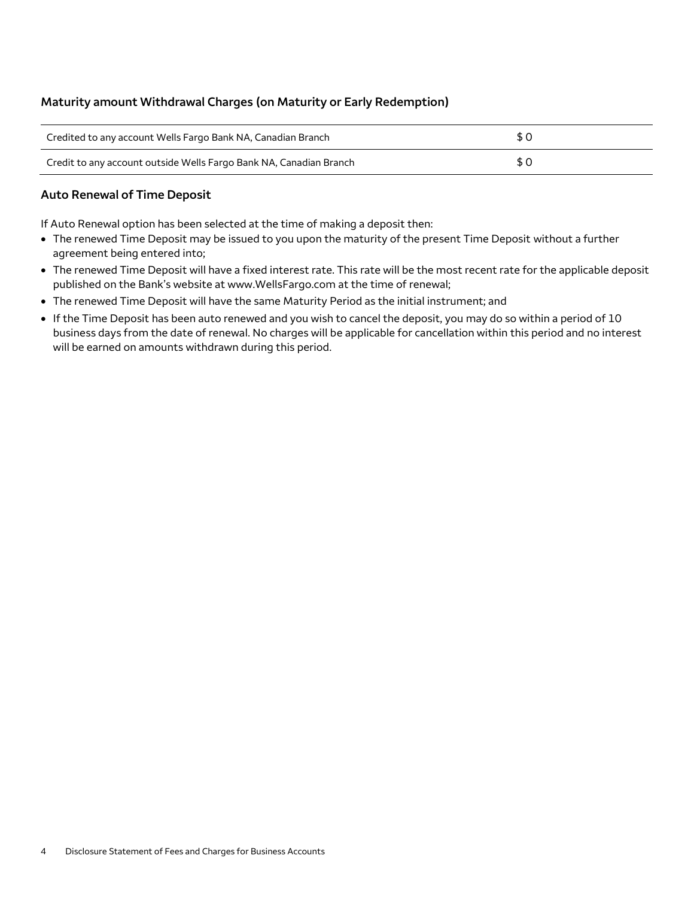### Maturity amount Withdrawal Charges (on Maturity or Early Redemption)

| | |
|---|---|
| Credited to any account Wells Fargo Bank NA, Canadian Branch | $ 0 |
| Credit to any account outside Wells Fargo Bank NA, Canadian Branch | $ 0 |

### Auto Renewal of Time Deposit

If Auto Renewal option has been selected at the time of making a deposit then:

- The renewed Time Deposit may be issued to you upon the maturity of the present Time Deposit without a further agreement being entered into;
- The renewed Time Deposit will have a fixed interest rate. This rate will be the most recent rate for the applicable deposit published on the Bank's website at www.WellsFargo.com at the time of renewal;
- The renewed Time Deposit will have the same Maturity Period as the initial instrument; and
- If the Time Deposit has been auto renewed and you wish to cancel the deposit, you may do so within a period of 10 business days from the date of renewal. No charges will be applicable for cancellation within this period and no interest will be earned on amounts withdrawn during this period.